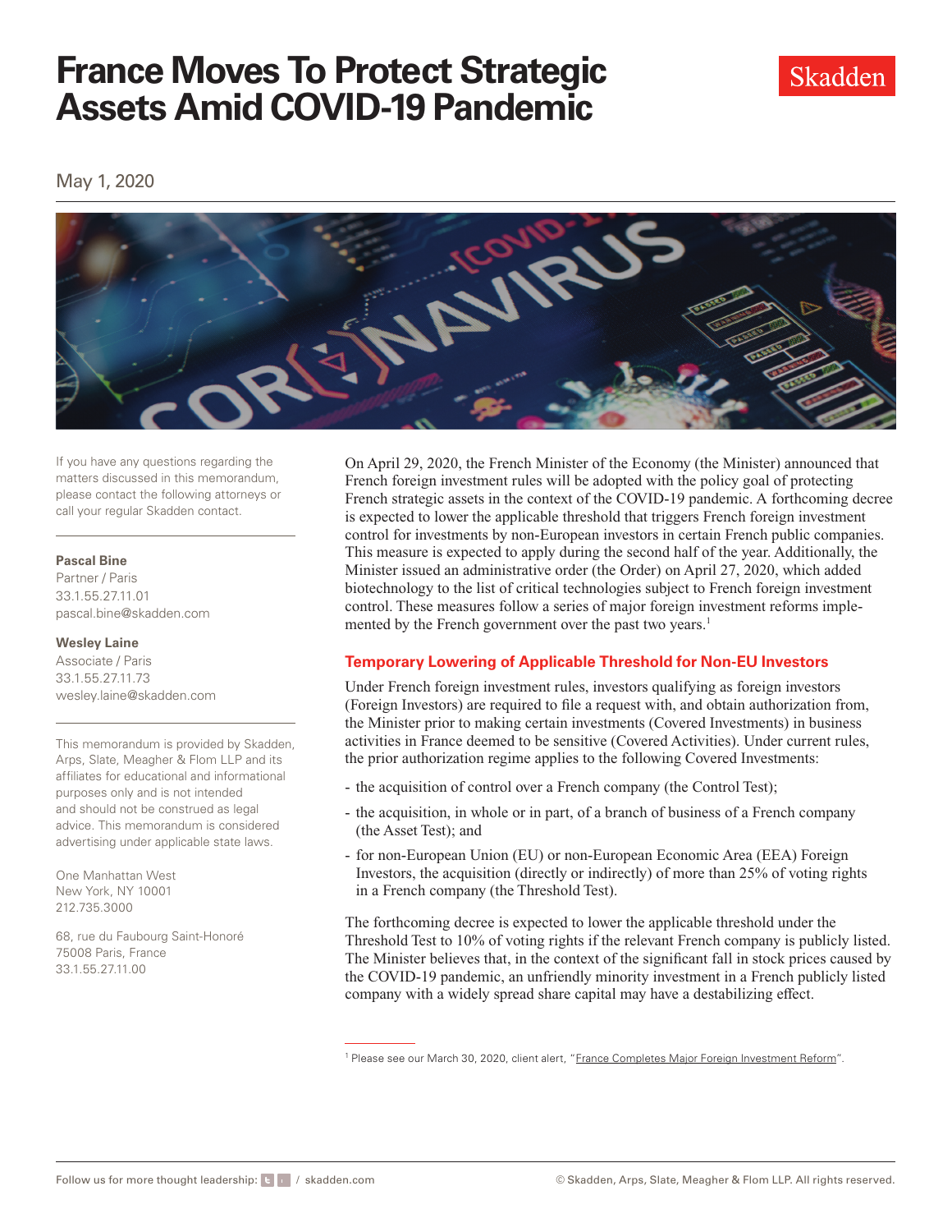# France Moves To Protect Strategic Assets Amid COVID-19 Pandemic

May 1, 2020

If you have any questions regarding the matters discussed in this memorandum, please contact the following attorneys or call your regular Skadden contact.

**Pascal Bine**
Partner / Paris
33.1.55.27.11.01
pascal.bine@skadden.com

**Wesley Laine**
Associate / Paris
33.1.55.27.11.73
wesley.laine@skadden.com

This memorandum is provided by Skadden, Arps, Slate, Meagher & Flom LLP and its affiliates for educational and informational purposes only and is not intended and should not be construed as legal advice. This memorandum is considered advertising under applicable state laws.

One Manhattan West
New York, NY 10001
212.735.3000

68, rue du Faubourg Saint-Honoré
75008 Paris, France
33.1.55.27.11.00

On April 29, 2020, the French Minister of the Economy (the Minister) announced that French foreign investment rules will be adopted with the policy goal of protecting French strategic assets in the context of the COVID-19 pandemic. A forthcoming decree is expected to lower the applicable threshold that triggers French foreign investment control for investments by non-European investors in certain French public companies. This measure is expected to apply during the second half of the year. Additionally, the Minister issued an administrative order (the Order) on April 27, 2020, which added biotechnology to the list of critical technologies subject to French foreign investment control. These measures follow a series of major foreign investment reforms implemented by the French government over the past two years.[1]

## Temporary Lowering of Applicable Threshold for Non-EU Investors

Under French foreign investment rules, investors qualifying as foreign investors (Foreign Investors) are required to file a request with, and obtain authorization from, the Minister prior to making certain investments (Covered Investments) in business activities in France deemed to be sensitive (Covered Activities). Under current rules, the prior authorization regime applies to the following Covered Investments:

- the acquisition of control over a French company (the Control Test);
- the acquisition, in whole or in part, of a branch of business of a French company (the Asset Test); and
- for non-European Union (EU) or non-European Economic Area (EEA) Foreign Investors, the acquisition (directly or indirectly) of more than 25% of voting rights in a French company (the Threshold Test).

The forthcoming decree is expected to lower the applicable threshold under the Threshold Test to 10% of voting rights if the relevant French company is publicly listed. The Minister believes that, in the context of the significant fall in stock prices caused by the COVID-19 pandemic, an unfriendly minority investment in a French publicly listed company with a widely spread share capital may have a destabilizing effect.

[1] Please see our March 30, 2020, client alert, "France Completes Major Foreign Investment Reform".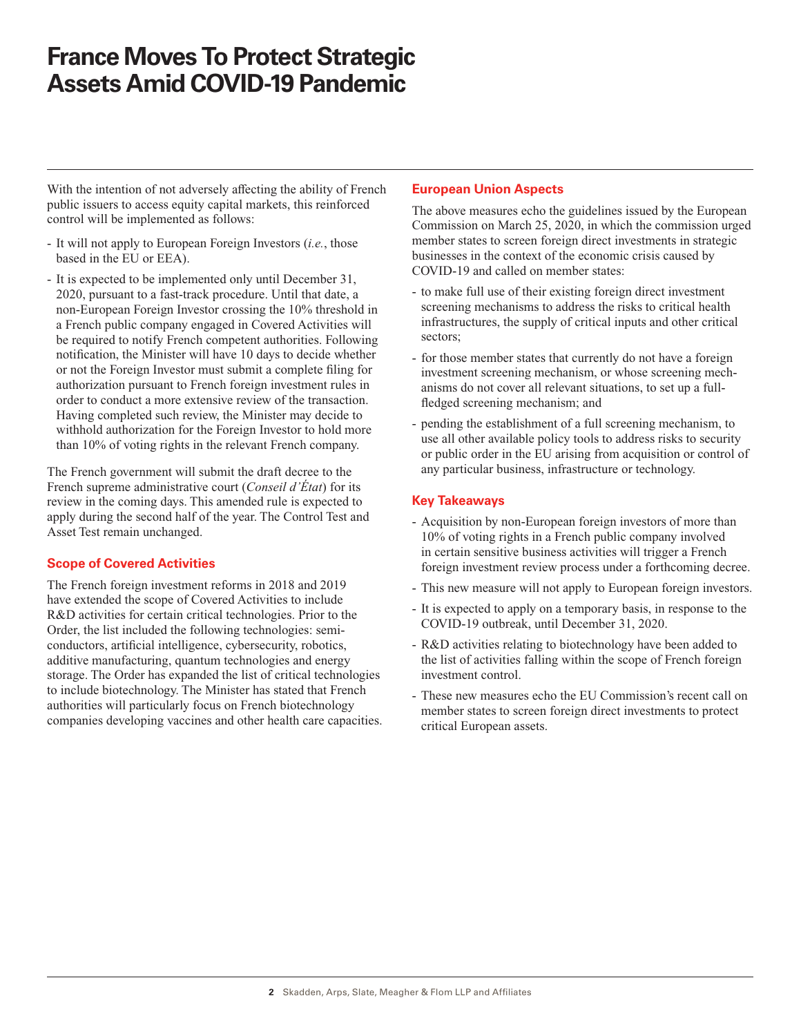# France Moves To Protect Strategic Assets Amid COVID-19 Pandemic

With the intention of not adversely affecting the ability of French public issuers to access equity capital markets, this reinforced control will be implemented as follows:

- It will not apply to European Foreign Investors (*i.e.*, those based in the EU or EEA).
- It is expected to be implemented only until December 31, 2020, pursuant to a fast-track procedure. Until that date, a non-European Foreign Investor crossing the 10% threshold in a French public company engaged in Covered Activities will be required to notify French competent authorities. Following notification, the Minister will have 10 days to decide whether or not the Foreign Investor must submit a complete filing for authorization pursuant to French foreign investment rules in order to conduct a more extensive review of the transaction. Having completed such review, the Minister may decide to withhold authorization for the Foreign Investor to hold more than 10% of voting rights in the relevant French company.

The French government will submit the draft decree to the French supreme administrative court (*Conseil d'État*) for its review in the coming days. This amended rule is expected to apply during the second half of the year. The Control Test and Asset Test remain unchanged.

## Scope of Covered Activities

The French foreign investment reforms in 2018 and 2019 have extended the scope of Covered Activities to include R&D activities for certain critical technologies. Prior to the Order, the list included the following technologies: semiconductors, artificial intelligence, cybersecurity, robotics, additive manufacturing, quantum technologies and energy storage. The Order has expanded the list of critical technologies to include biotechnology. The Minister has stated that French authorities will particularly focus on French biotechnology companies developing vaccines and other health care capacities.

## European Union Aspects

The above measures echo the guidelines issued by the European Commission on March 25, 2020, in which the commission urged member states to screen foreign direct investments in strategic businesses in the context of the economic crisis caused by COVID-19 and called on member states:

- to make full use of their existing foreign direct investment screening mechanisms to address the risks to critical health infrastructures, the supply of critical inputs and other critical sectors;
- for those member states that currently do not have a foreign investment screening mechanism, or whose screening mechanisms do not cover all relevant situations, to set up a full-fledged screening mechanism; and
- pending the establishment of a full screening mechanism, to use all other available policy tools to address risks to security or public order in the EU arising from acquisition or control of any particular business, infrastructure or technology.

## Key Takeaways

- Acquisition by non-European foreign investors of more than 10% of voting rights in a French public company involved in certain sensitive business activities will trigger a French foreign investment review process under a forthcoming decree.
- This new measure will not apply to European foreign investors.
- It is expected to apply on a temporary basis, in response to the COVID-19 outbreak, until December 31, 2020.
- R&D activities relating to biotechnology have been added to the list of activities falling within the scope of French foreign investment control.
- These new measures echo the EU Commission's recent call on member states to screen foreign direct investments to protect critical European assets.